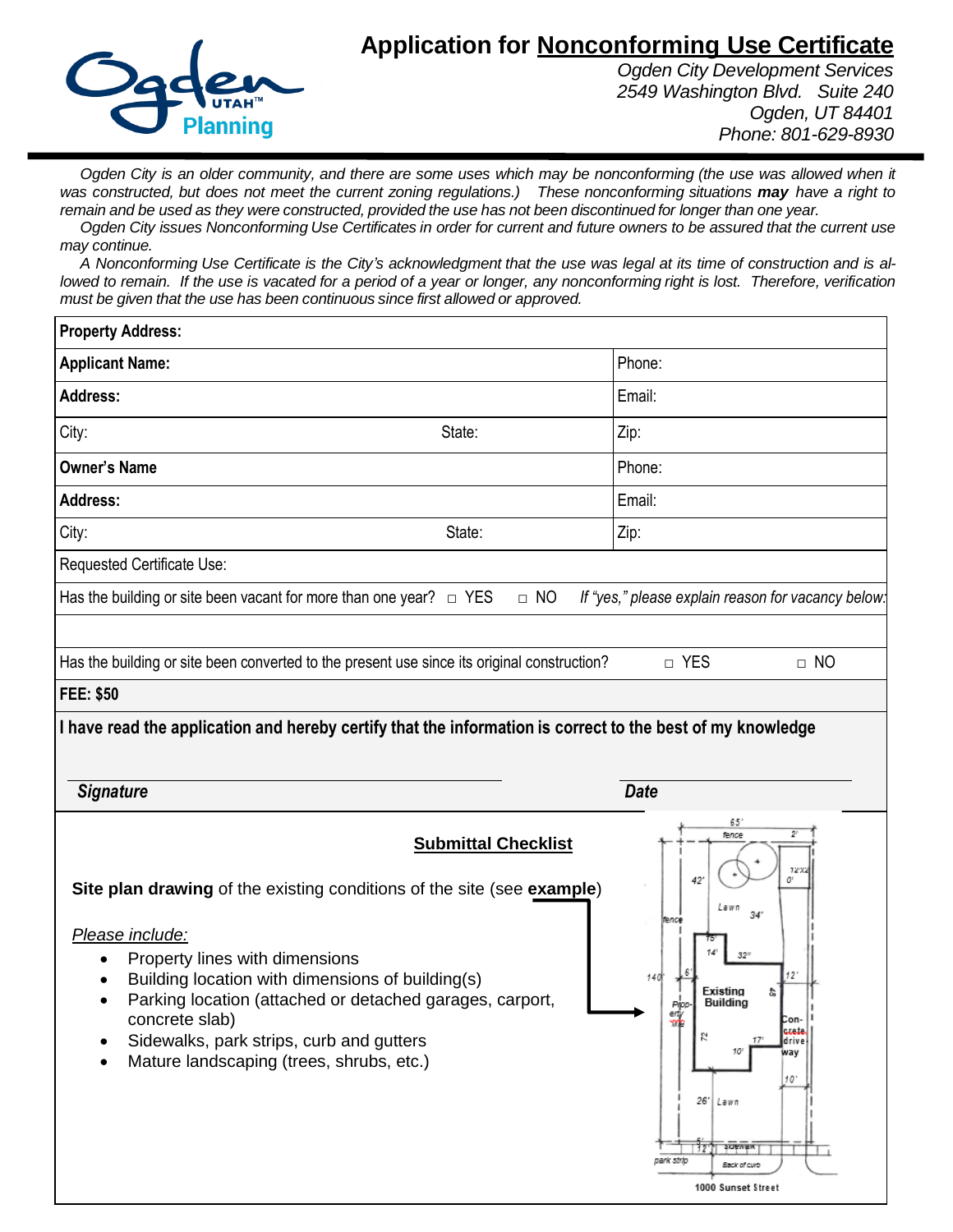# Application for Nonconforming Use Certificate

*Ogden City Development Services*
*2549 Washington Blvd. Suite 240*
*Ogden, UT 84401*
*Phone: 801-629-8930*

*Ogden City is an older community, and there are some uses which may be nonconforming (the use was allowed when it was constructed, but does not meet the current zoning regulations.) These nonconforming situations **may** have a right to remain and be used as they were constructed, provided the use has not been discontinued for longer than one year.*

*Ogden City issues Nonconforming Use Certificates in order for current and future owners to be assured that the current use may continue.*

*A Nonconforming Use Certificate is the City's acknowledgment that the use was legal at its time of construction and is allowed to remain. If the use is vacated for a period of a year or longer, any nonconforming right is lost. Therefore, verification must be given that the use has been continuous since first allowed or approved.*

| **Property Address:** | | |
|---|---|---|
| **Applicant Name:** | | Phone: |
| **Address:** | | Email: |
| City: | State: | Zip: |
| **Owner's Name** | | Phone: |
| **Address:** | | Email: |
| City: | State: | Zip: |
| Requested Certificate Use: | | |
| Has the building or site been vacant for more than one year? □ YES □ NO | | *If "yes," please explain reason for vacancy below:* |
| | | |
| Has the building or site been converted to the present use since its original construction? | □ YES | □ NO |
| **FEE: $50** | | |

**I have read the application and hereby certify that the information is correct to the best of my knowledge**

***Signature*** ______________________ ***Date*** ______________

## Submittal Checklist

**Site plan drawing** of the existing conditions of the site (see **example**)

*Please include:*

- Property lines with dimensions
- Building location with dimensions of building(s)
- Parking location (attached or detached garages, carport, concrete slab)
- Sidewalks, park strips, curb and gutters
- Mature landscaping (trees, shrubs, etc.)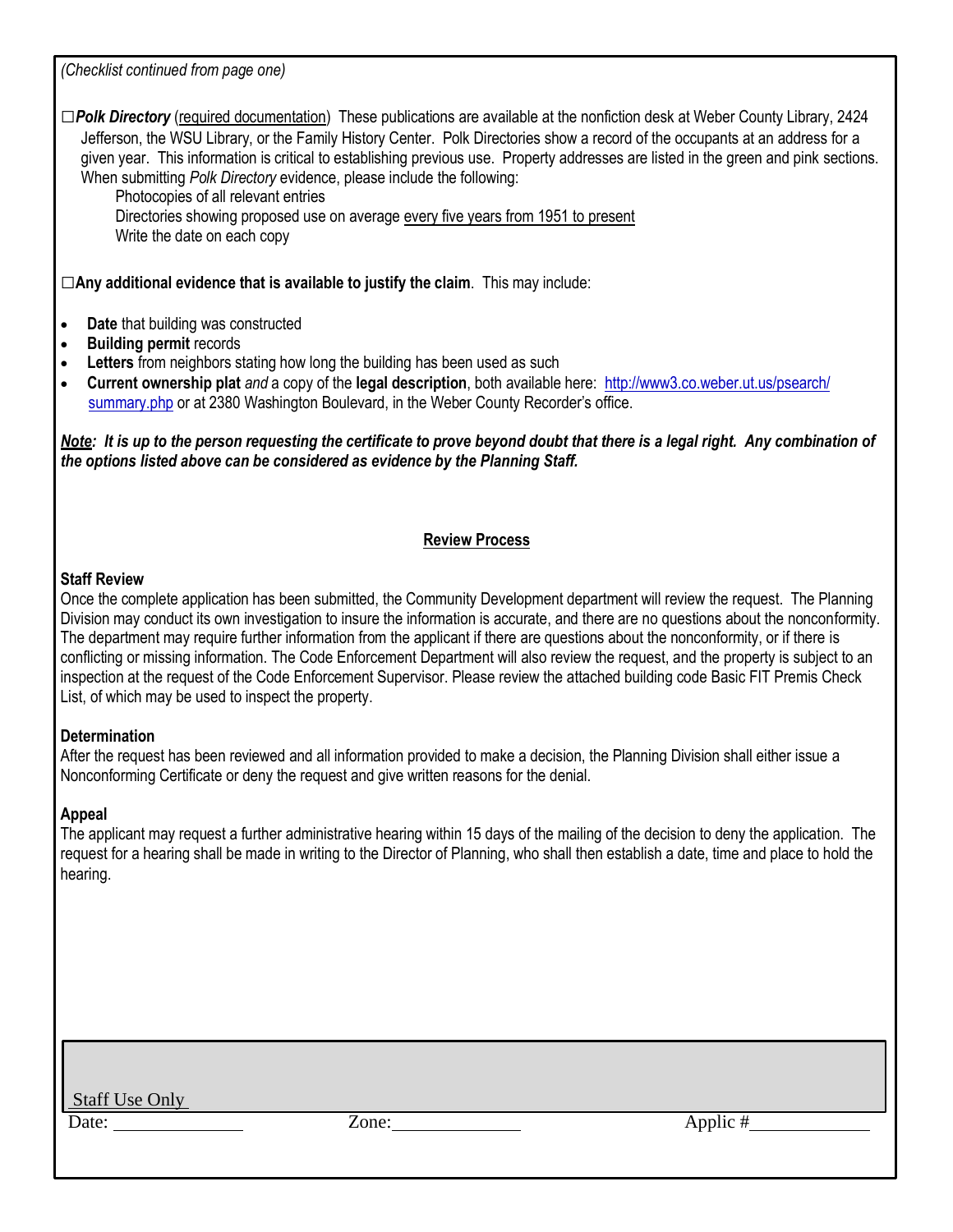*(Checklist continued from page one)*

☐***Polk Directory*** (required documentation) These publications are available at the nonfiction desk at Weber County Library, 2424 Jefferson, the WSU Library, or the Family History Center. Polk Directories show a record of the occupants at an address for a given year. This information is critical to establishing previous use. Property addresses are listed in the green and pink sections. When submitting *Polk Directory* evidence, please include the following:

Photocopies of all relevant entries
Directories showing proposed use on average every five years from 1951 to present
Write the date on each copy

☐**Any additional evidence that is available to justify the claim**. This may include:

- **Date** that building was constructed
- **Building permit** records
- **Letters** from neighbors stating how long the building has been used as such
- **Current ownership plat** *and* a copy of the **legal description**, both available here: http://www3.co.weber.ut.us/psearch/summary.php or at 2380 Washington Boulevard, in the Weber County Recorder's office.

***Note: It is up to the person requesting the certificate to prove beyond doubt that there is a legal right. Any combination of the options listed above can be considered as evidence by the Planning Staff.***

## Review Process

**Staff Review**

Once the complete application has been submitted, the Community Development department will review the request. The Planning Division may conduct its own investigation to insure the information is accurate, and there are no questions about the nonconformity. The department may require further information from the applicant if there are questions about the nonconformity, or if there is conflicting or missing information. The Code Enforcement Department will also review the request, and the property is subject to an inspection at the request of the Code Enforcement Supervisor. Please review the attached building code Basic FIT Premis Check List, of which may be used to inspect the property.

**Determination**

After the request has been reviewed and all information provided to make a decision, the Planning Division shall either issue a Nonconforming Certificate or deny the request and give written reasons for the denial.

**Appeal**

The applicant may request a further administrative hearing within 15 days of the mailing of the decision to deny the application. The request for a hearing shall be made in writing to the Director of Planning, who shall then establish a date, time and place to hold the hearing.

Staff Use Only

Date: ______________ Zone: ______________ Applic # ______________